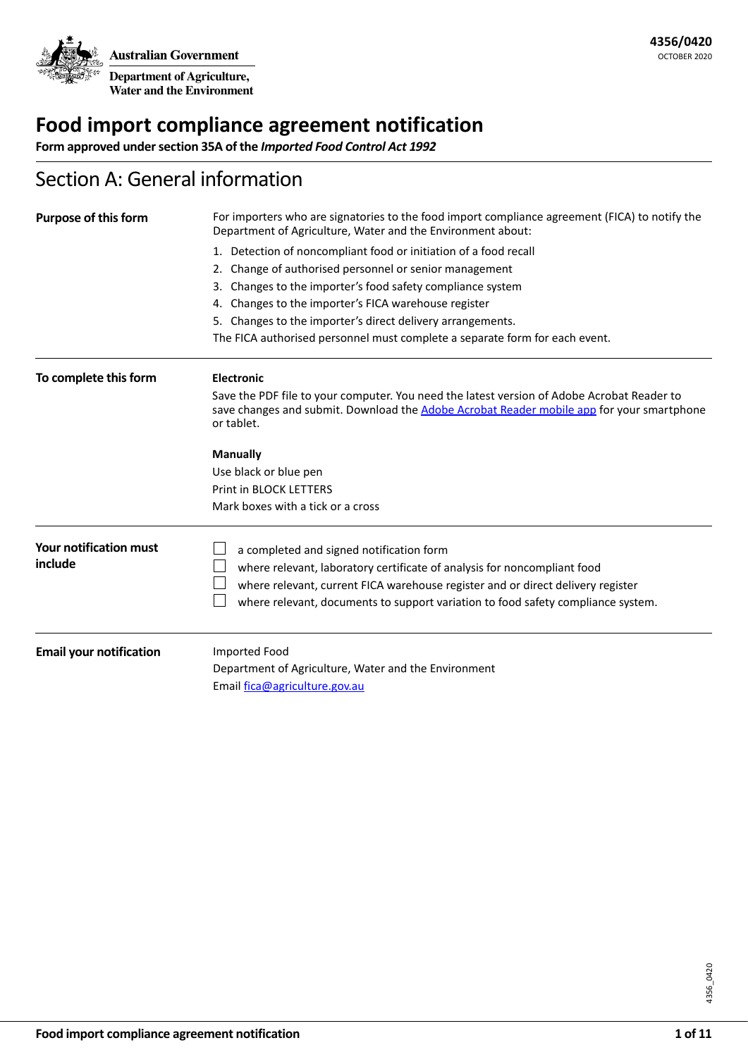Australian Government

Department of Agriculture, Water and the Environment

**4356/0420**
OCTOBER 2020

# Food import compliance agreement notification

**Form approved under section 35A of the *Imported Food Control Act 1992***

## Section A: General information

**Purpose of this form**

For importers who are signatories to the food import compliance agreement (FICA) to notify the Department of Agriculture, Water and the Environment about:

1. Detection of noncompliant food or initiation of a food recall
2. Change of authorised personnel or senior management
3. Changes to the importer's food safety compliance system
4. Changes to the importer's FICA warehouse register
5. Changes to the importer's direct delivery arrangements.

The FICA authorised personnel must complete a separate form for each event.

**To complete this form**

**Electronic**

Save the PDF file to your computer. You need the latest version of Adobe Acrobat Reader to save changes and submit. Download the Adobe Acrobat Reader mobile app for your smartphone or tablet.

**Manually**

Use black or blue pen

Print in BLOCK LETTERS

Mark boxes with a tick or a cross

**Your notification must include**

- ☐ a completed and signed notification form
- ☐ where relevant, laboratory certificate of analysis for noncompliant food
- ☐ where relevant, current FICA warehouse register and or direct delivery register
- ☐ where relevant, documents to support variation to food safety compliance system.

**Email your notification**

Imported Food

Department of Agriculture, Water and the Environment

Email fica@agriculture.gov.au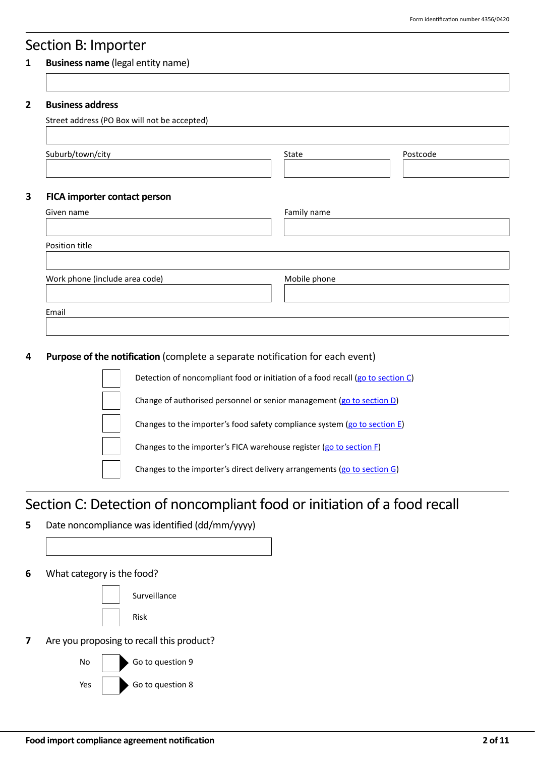## Section B: Importer

**1** **Business name** (legal entity name)

**2** **Business address**

Street address (PO Box will not be accepted)

Suburb/town/city

State

Postcode

**3** **FICA importer contact person**

Given name

Family name

Position title

Work phone (include area code)

Mobile phone

Email

**4** **Purpose of the notification** (complete a separate notification for each event)

- ☐ Detection of noncompliant food or initiation of a food recall (go to section C)
- ☐ Change of authorised personnel or senior management (go to section D)
- ☐ Changes to the importer's food safety compliance system (go to section E)
- ☐ Changes to the importer's FICA warehouse register (go to section F)
- ☐ Changes to the importer's direct delivery arrangements (go to section G)

## Section C: Detection of noncompliant food or initiation of a food recall

**5** Date noncompliance was identified (dd/mm/yyyy)

**6** What category is the food?

- ☐ Surveillance
- ☐ Risk

**7** Are you proposing to recall this product?

- No ☐ ▶ Go to question 9
- Yes ☐ ▶ Go to question 8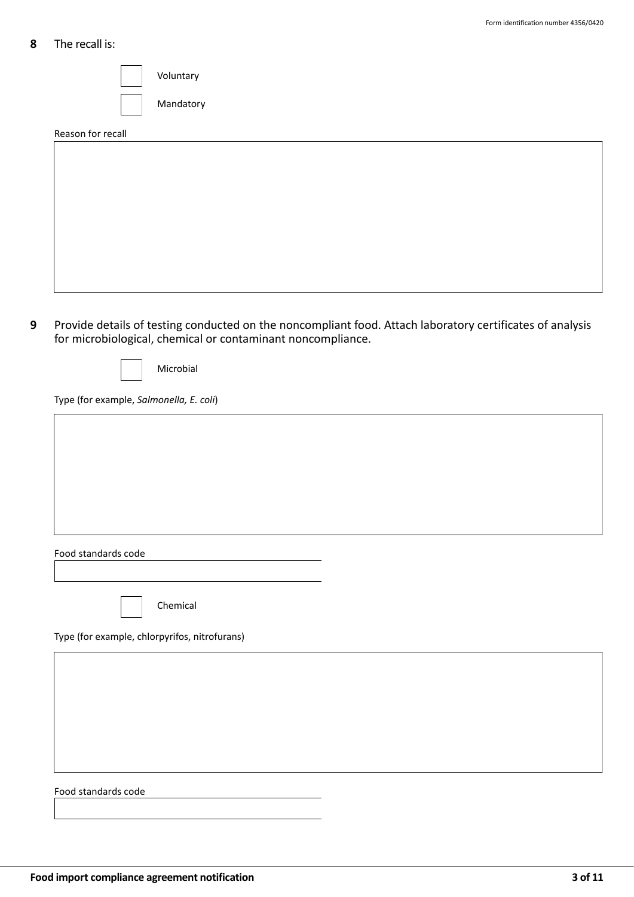**8** The recall is:

- [ ] Voluntary
- [ ] Mandatory

Reason for recall

**9** Provide details of testing conducted on the noncompliant food. Attach laboratory certificates of analysis for microbiological, chemical or contaminant noncompliance.

- [ ] Microbial

Type (for example, *Salmonella, E. coli*)

Food standards code

- [ ] Chemical

Type (for example, chlorpyrifos, nitrofurans)

Food standards code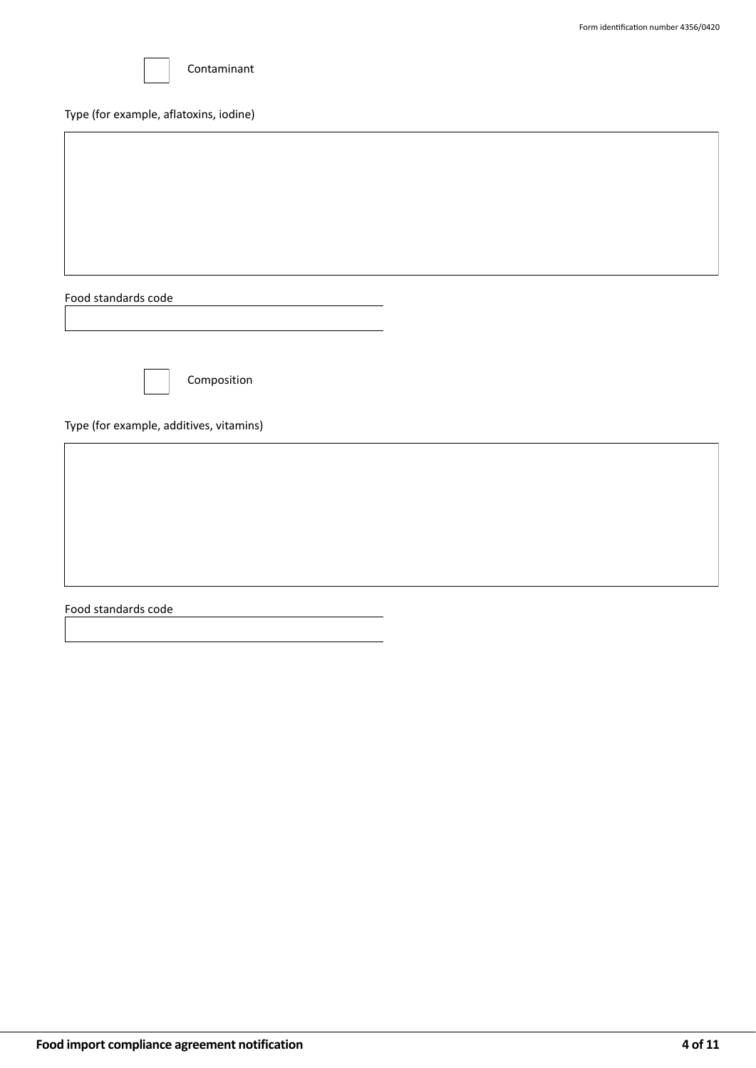☐ Contaminant

Type (for example, aflatoxins, iodine)

Food standards code

☐ Composition

Type (for example, additives, vitamins)

Food standards code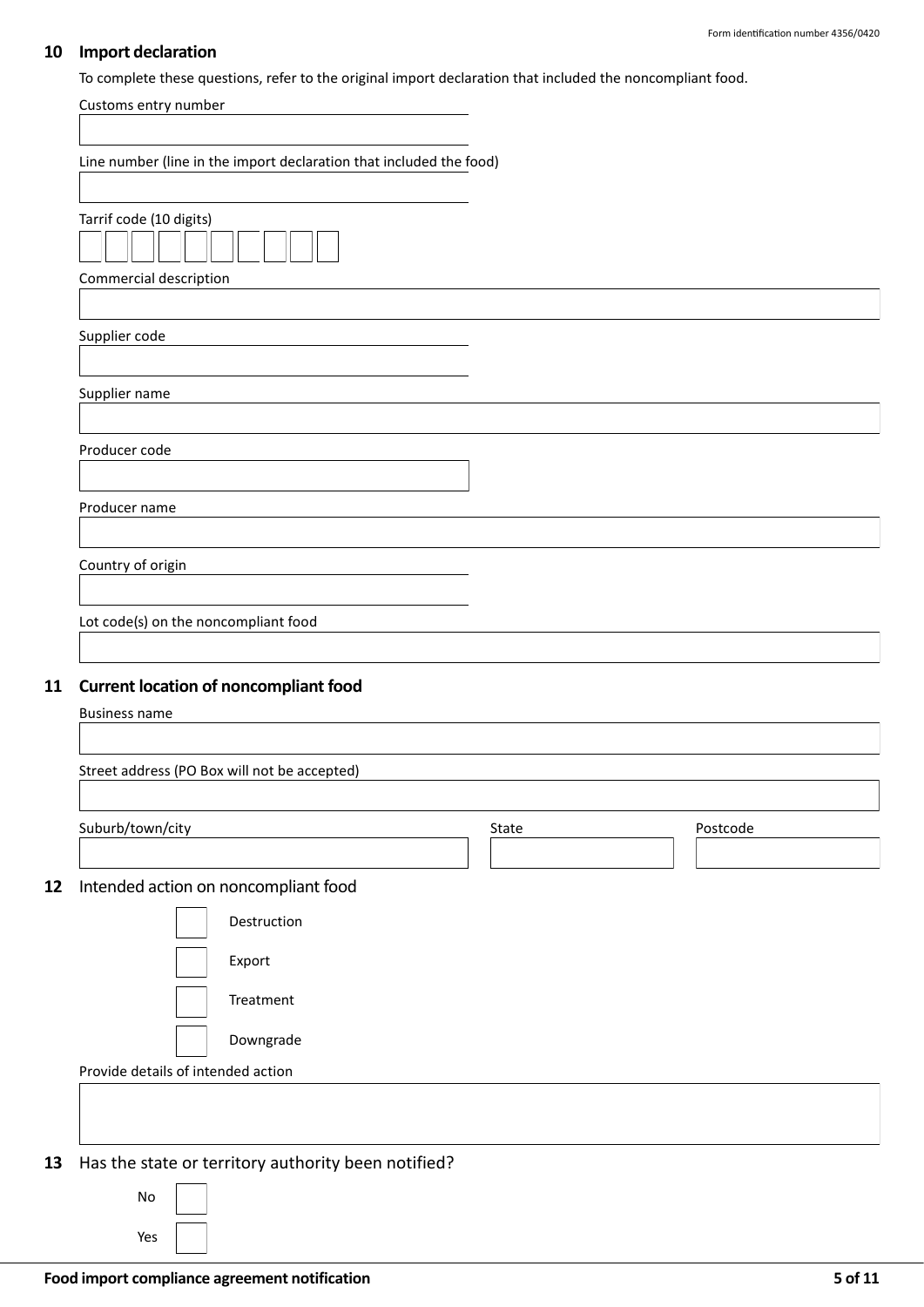## 10 Import declaration

To complete these questions, refer to the original import declaration that included the noncompliant food.

Customs entry number

Line number (line in the import declaration that included the food)

Tarrif code (10 digits)

Commercial description

Supplier code

Supplier name

Producer code

Producer name

Country of origin

Lot code(s) on the noncompliant food

## 11 Current location of noncompliant food

Business name

Street address (PO Box will not be accepted)

Suburb/town/city

State

Postcode

## 12 Intended action on noncompliant food

- ☐ Destruction
- ☐ Export
- ☐ Treatment
- ☐ Downgrade

Provide details of intended action

## 13 Has the state or territory authority been notified?

- No ☐
- Yes ☐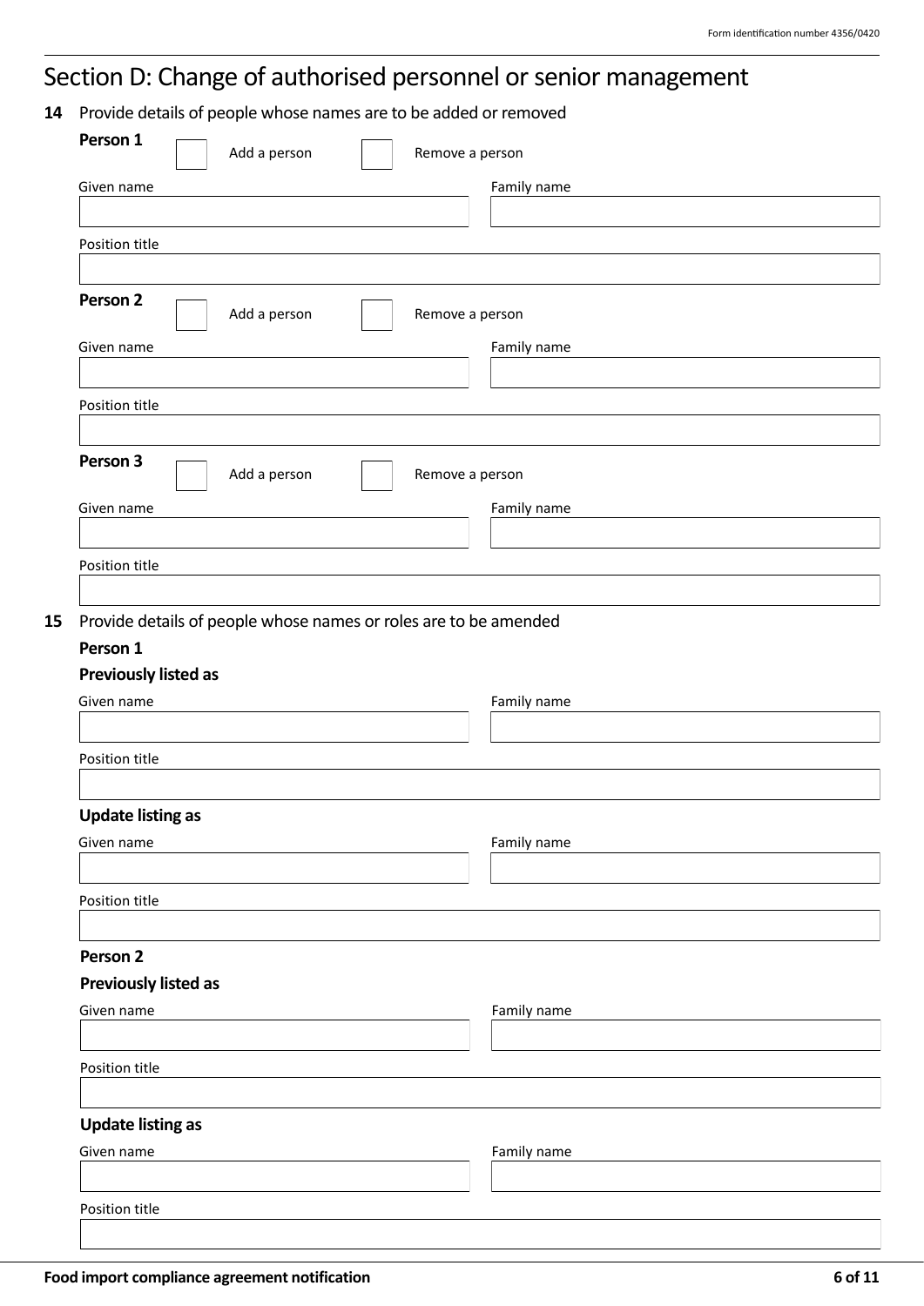# Section D: Change of authorised personnel or senior management

**14** Provide details of people whose names are to be added or removed

**Person 1**

☐ Add a person ☐ Remove a person

Given name

Family name

Position title

**Person 2**

☐ Add a person ☐ Remove a person

Given name

Family name

Position title

**Person 3**

☐ Add a person ☐ Remove a person

Given name

Family name

Position title

**15** Provide details of people whose names or roles are to be amended

**Person 1**

**Previously listed as**

Given name

Family name

Position title

**Update listing as**

Given name

Family name

Position title

**Person 2**

**Previously listed as**

Given name

Family name

Position title

**Update listing as**

Given name

Family name

Position title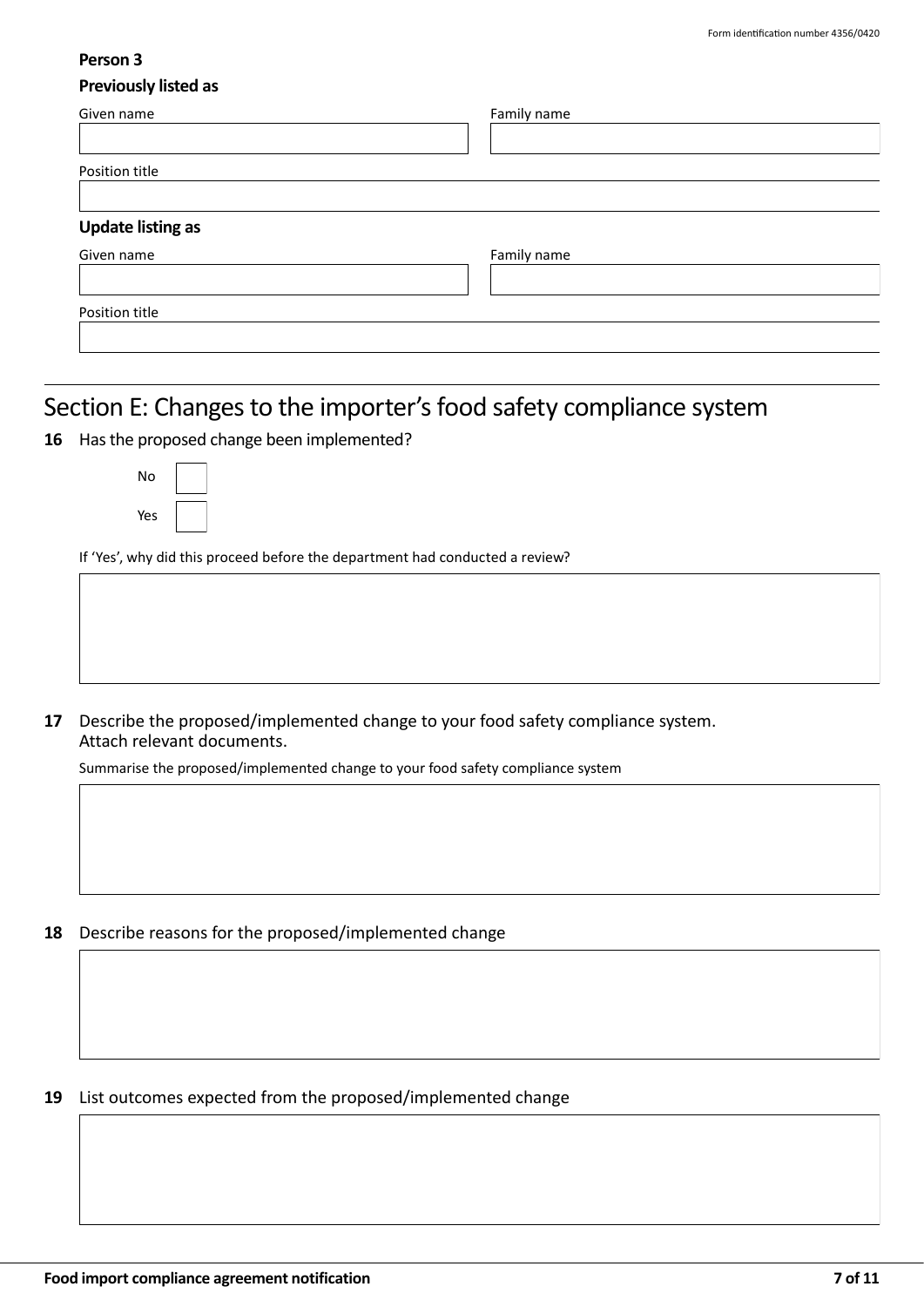**Person 3**

**Previously listed as**

Given name

Family name

Position title

**Update listing as**

Given name

Family name

Position title

## Section E: Changes to the importer's food safety compliance system

**16** Has the proposed change been implemented?

No ☐

Yes ☐

If 'Yes', why did this proceed before the department had conducted a review?

**17** Describe the proposed/implemented change to your food safety compliance system. Attach relevant documents.

Summarise the proposed/implemented change to your food safety compliance system

**18** Describe reasons for the proposed/implemented change

**19** List outcomes expected from the proposed/implemented change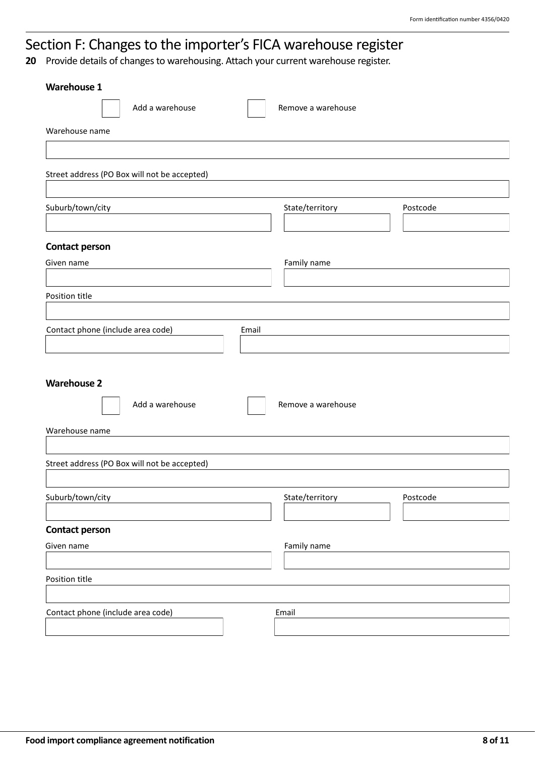# Section F: Changes to the importer's FICA warehouse register

**20** Provide details of changes to warehousing. Attach your current warehouse register.

### Warehouse 1

☐ Add a warehouse ☐ Remove a warehouse

Warehouse name

Street address (PO Box will not be accepted)

Suburb/town/city

State/territory

Postcode

#### Contact person

Given name

Family name

Position title

Contact phone (include area code)

Email

### Warehouse 2

☐ Add a warehouse ☐ Remove a warehouse

Warehouse name

Street address (PO Box will not be accepted)

Suburb/town/city

State/territory

Postcode

#### Contact person

Given name

Family name

Position title

Contact phone (include area code)

Email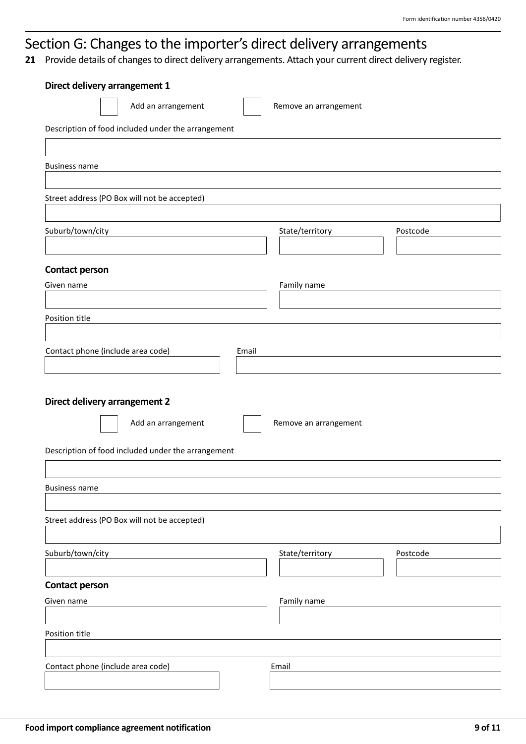# Section G: Changes to the importer's direct delivery arrangements

**21** Provide details of changes to direct delivery arrangements. Attach your current direct delivery register.

### Direct delivery arrangement 1

☐ Add an arrangement ☐ Remove an arrangement

Description of food included under the arrangement

Business name

Street address (PO Box will not be accepted)

Suburb/town/city

State/territory

Postcode

**Contact person**

Given name

Family name

Position title

Contact phone (include area code)

Email

### Direct delivery arrangement 2

☐ Add an arrangement ☐ Remove an arrangement

Description of food included under the arrangement

Business name

Street address (PO Box will not be accepted)

Suburb/town/city

State/territory

Postcode

**Contact person**

Given name

Family name

Position title

Contact phone (include area code)

Email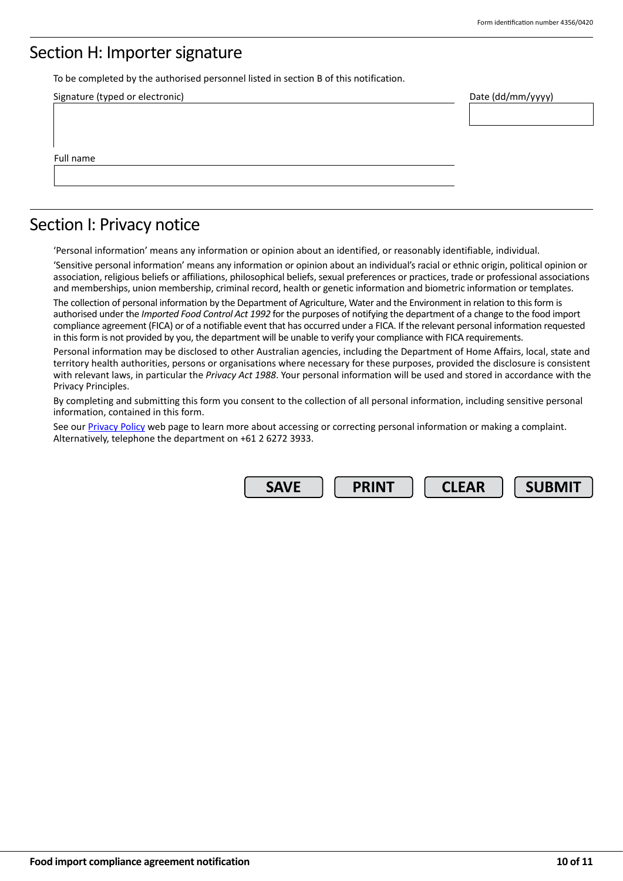## Section H: Importer signature

To be completed by the authorised personnel listed in section B of this notification.

Signature (typed or electronic)

Date (dd/mm/yyyy)

Full name

## Section I: Privacy notice

'Personal information' means any information or opinion about an identified, or reasonably identifiable, individual.

'Sensitive personal information' means any information or opinion about an individual's racial or ethnic origin, political opinion or association, religious beliefs or affiliations, philosophical beliefs, sexual preferences or practices, trade or professional associations and memberships, union membership, criminal record, health or genetic information and biometric information or templates.

The collection of personal information by the Department of Agriculture, Water and the Environment in relation to this form is authorised under the *Imported Food Control Act 1992* for the purposes of notifying the department of a change to the food import compliance agreement (FICA) or of a notifiable event that has occurred under a FICA. If the relevant personal information requested in this form is not provided by you, the department will be unable to verify your compliance with FICA requirements.

Personal information may be disclosed to other Australian agencies, including the Department of Home Affairs, local, state and territory health authorities, persons or organisations where necessary for these purposes, provided the disclosure is consistent with relevant laws, in particular the *Privacy Act 1988*. Your personal information will be used and stored in accordance with the Privacy Principles.

By completing and submitting this form you consent to the collection of all personal information, including sensitive personal information, contained in this form.

See our Privacy Policy web page to learn more about accessing or correcting personal information or making a complaint. Alternatively, telephone the department on +61 2 6272 3933.

SAVE PRINT CLEAR SUBMIT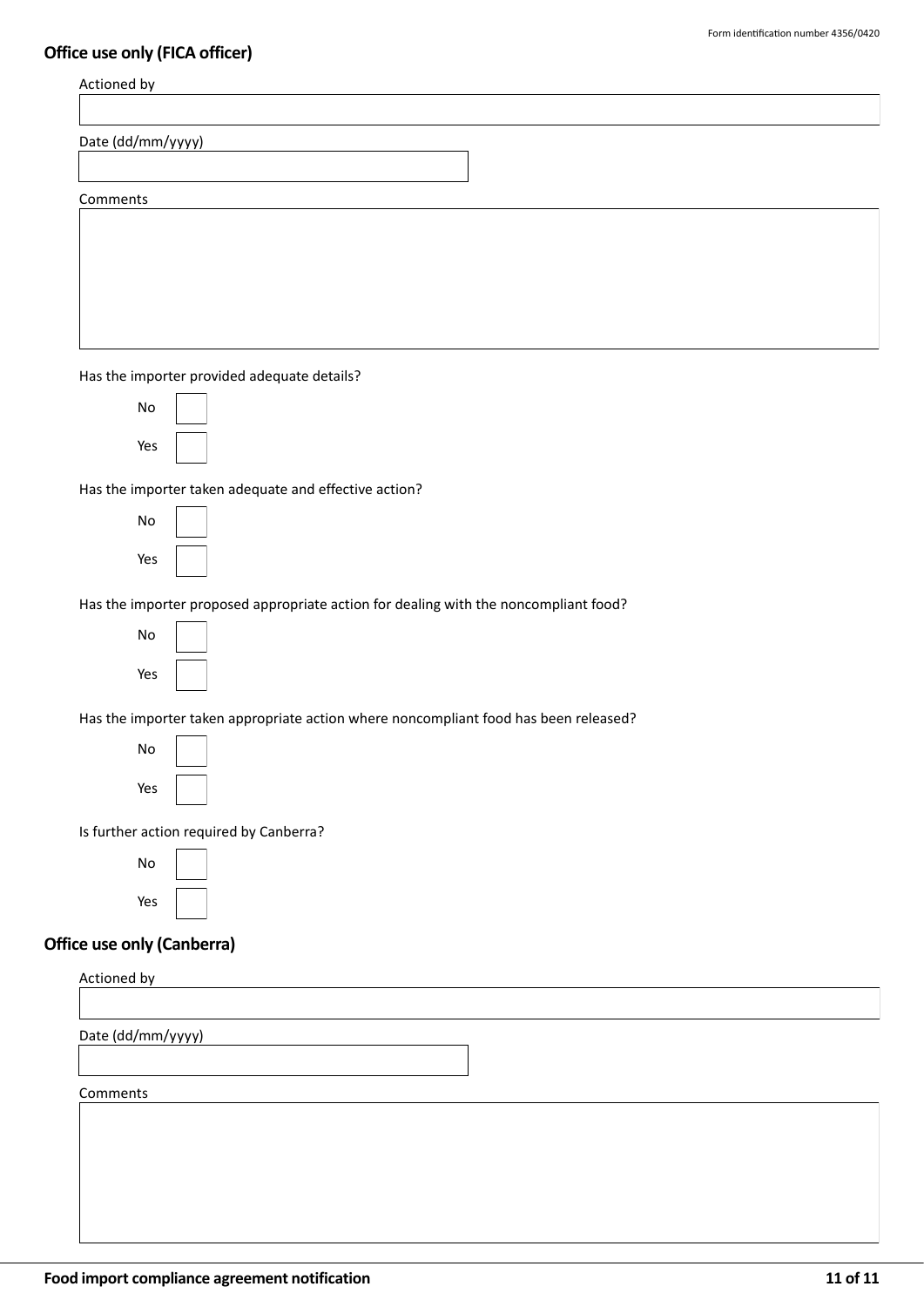Form identification number 4356/0420

## Office use only (FICA officer)

Actioned by

Date (dd/mm/yyyy)

Comments

Has the importer provided adequate details?

No ☐

Yes ☐

Has the importer taken adequate and effective action?

No ☐

Yes ☐

Has the importer proposed appropriate action for dealing with the noncompliant food?

No ☐

Yes ☐

Has the importer taken appropriate action where noncompliant food has been released?

No ☐

Yes ☐

Is further action required by Canberra?

No ☐

Yes ☐

## Office use only (Canberra)

Actioned by

Date (dd/mm/yyyy)

Comments